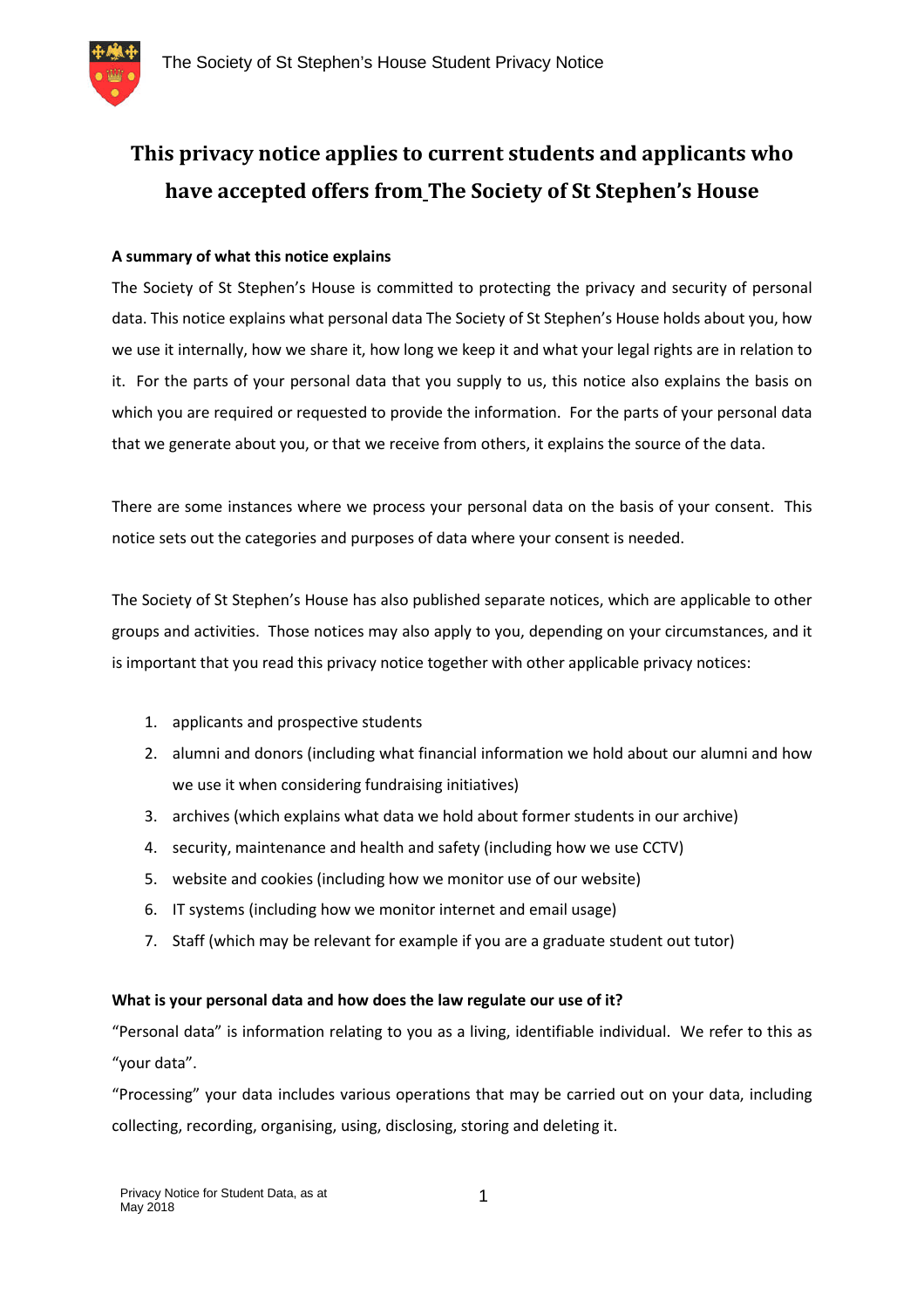# This privacy notice applies to current students and applicants who have accepted offers from The Society of St Stephen's House

**A summary of what this notice explains**

The Society of St Stephen's House is committed to protecting the privacy and security of personal data. This notice explains what personal data The Society of St Stephen's House holds about you, how we use it internally, how we share it, how long we keep it and what your legal rights are in relation to it. For the parts of your personal data that you supply to us, this notice also explains the basis on which you are required or requested to provide the information. For the parts of your personal data that we generate about you, or that we receive from others, it explains the source of the data.

There are some instances where we process your personal data on the basis of your consent. This notice sets out the categories and purposes of data where your consent is needed.

The Society of St Stephen's House has also published separate notices, which are applicable to other groups and activities. Those notices may also apply to you, depending on your circumstances, and it is important that you read this privacy notice together with other applicable privacy notices:

1. applicants and prospective students
2. alumni and donors (including what financial information we hold about our alumni and how we use it when considering fundraising initiatives)
3. archives (which explains what data we hold about former students in our archive)
4. security, maintenance and health and safety (including how we use CCTV)
5. website and cookies (including how we monitor use of our website)
6. IT systems (including how we monitor internet and email usage)
7. Staff (which may be relevant for example if you are a graduate student out tutor)

**What is your personal data and how does the law regulate our use of it?**

"Personal data" is information relating to you as a living, identifiable individual. We refer to this as "your data".

"Processing" your data includes various operations that may be carried out on your data, including collecting, recording, organising, using, disclosing, storing and deleting it.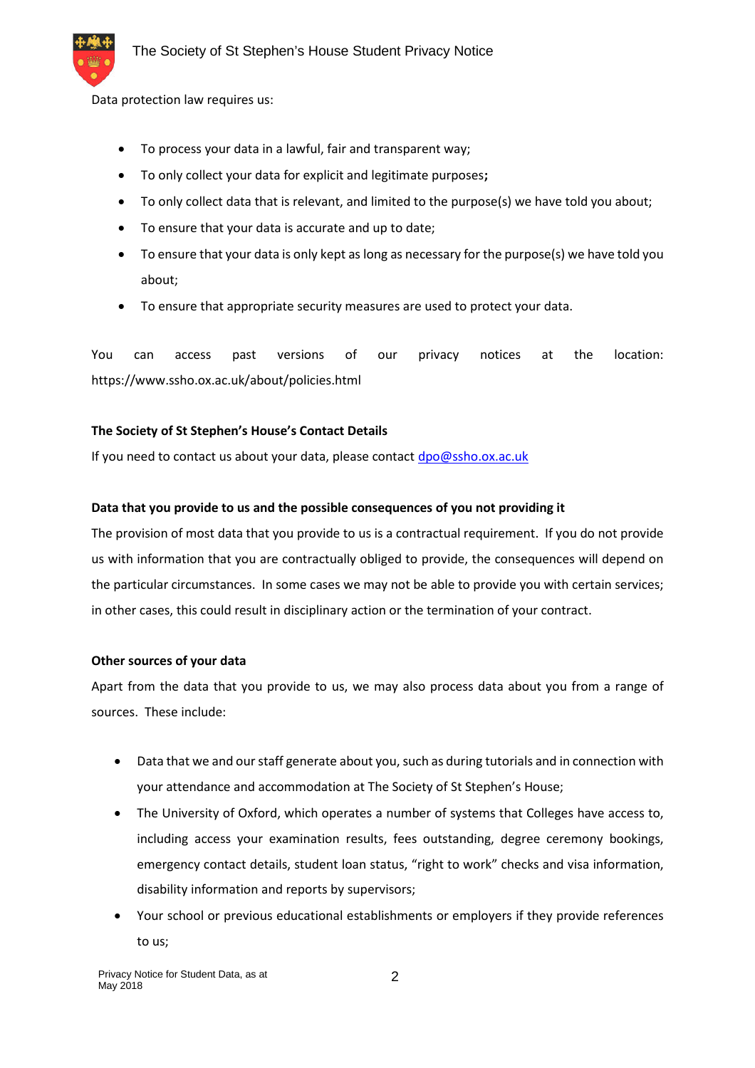Data protection law requires us:

- To process your data in a lawful, fair and transparent way;
- To only collect your data for explicit and legitimate purposes;
- To only collect data that is relevant, and limited to the purpose(s) we have told you about;
- To ensure that your data is accurate and up to date;
- To ensure that your data is only kept as long as necessary for the purpose(s) we have told you about;
- To ensure that appropriate security measures are used to protect your data.

You can access past versions of our privacy notices at the location: https://www.ssho.ox.ac.uk/about/policies.html

**The Society of St Stephen's House's Contact Details**

If you need to contact us about your data, please contact dpo@ssho.ox.ac.uk

**Data that you provide to us and the possible consequences of you not providing it**

The provision of most data that you provide to us is a contractual requirement. If you do not provide us with information that you are contractually obliged to provide, the consequences will depend on the particular circumstances. In some cases we may not be able to provide you with certain services; in other cases, this could result in disciplinary action or the termination of your contract.

**Other sources of your data**

Apart from the data that you provide to us, we may also process data about you from a range of sources. These include:

- Data that we and our staff generate about you, such as during tutorials and in connection with your attendance and accommodation at The Society of St Stephen's House;
- The University of Oxford, which operates a number of systems that Colleges have access to, including access your examination results, fees outstanding, degree ceremony bookings, emergency contact details, student loan status, "right to work" checks and visa information, disability information and reports by supervisors;
- Your school or previous educational establishments or employers if they provide references to us;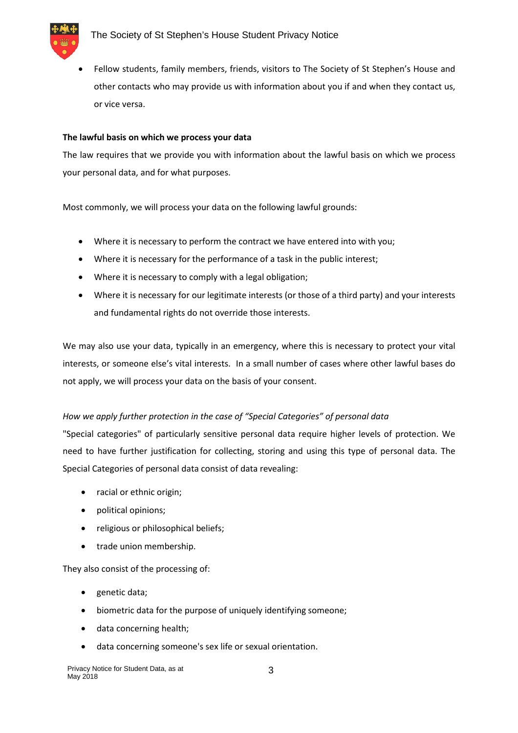- Fellow students, family members, friends, visitors to The Society of St Stephen's House and other contacts who may provide us with information about you if and when they contact us, or vice versa.

**The lawful basis on which we process your data**

The law requires that we provide you with information about the lawful basis on which we process your personal data, and for what purposes.

Most commonly, we will process your data on the following lawful grounds:

- Where it is necessary to perform the contract we have entered into with you;
- Where it is necessary for the performance of a task in the public interest;
- Where it is necessary to comply with a legal obligation;
- Where it is necessary for our legitimate interests (or those of a third party) and your interests and fundamental rights do not override those interests.

We may also use your data, typically in an emergency, where this is necessary to protect your vital interests, or someone else's vital interests. In a small number of cases where other lawful bases do not apply, we will process your data on the basis of your consent.

*How we apply further protection in the case of "Special Categories" of personal data*

"Special categories" of particularly sensitive personal data require higher levels of protection. We need to have further justification for collecting, storing and using this type of personal data. The Special Categories of personal data consist of data revealing:

- racial or ethnic origin;
- political opinions;
- religious or philosophical beliefs;
- trade union membership.

They also consist of the processing of:

- genetic data;
- biometric data for the purpose of uniquely identifying someone;
- data concerning health;
- data concerning someone's sex life or sexual orientation.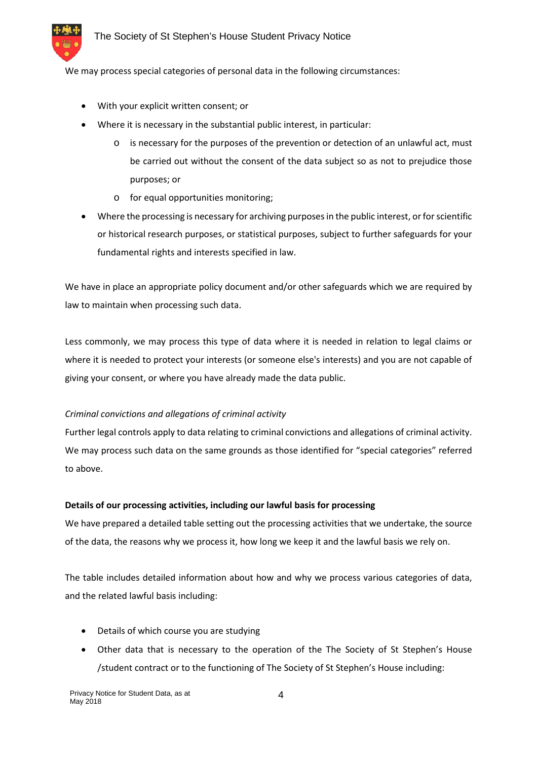We may process special categories of personal data in the following circumstances:

- With your explicit written consent; or
- Where it is necessary in the substantial public interest, in particular:
    - is necessary for the purposes of the prevention or detection of an unlawful act, must be carried out without the consent of the data subject so as not to prejudice those purposes; or
    - for equal opportunities monitoring;
- Where the processing is necessary for archiving purposes in the public interest, or for scientific or historical research purposes, or statistical purposes, subject to further safeguards for your fundamental rights and interests specified in law.

We have in place an appropriate policy document and/or other safeguards which we are required by law to maintain when processing such data.

Less commonly, we may process this type of data where it is needed in relation to legal claims or where it is needed to protect your interests (or someone else's interests) and you are not capable of giving your consent, or where you have already made the data public.

*Criminal convictions and allegations of criminal activity*

Further legal controls apply to data relating to criminal convictions and allegations of criminal activity. We may process such data on the same grounds as those identified for "special categories" referred to above.

**Details of our processing activities, including our lawful basis for processing**

We have prepared a detailed table setting out the processing activities that we undertake, the source of the data, the reasons why we process it, how long we keep it and the lawful basis we rely on.

The table includes detailed information about how and why we process various categories of data, and the related lawful basis including:

- Details of which course you are studying
- Other data that is necessary to the operation of the The Society of St Stephen's House /student contract or to the functioning of The Society of St Stephen's House including: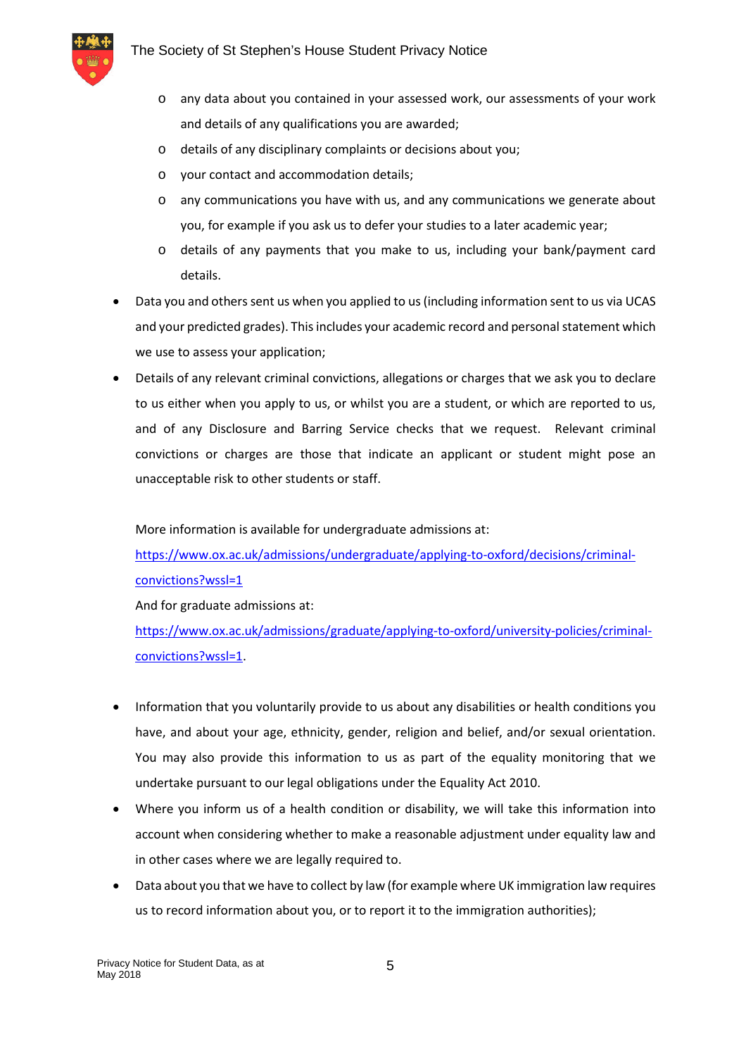- any data about you contained in your assessed work, our assessments of your work and details of any qualifications you are awarded;
  - details of any disciplinary complaints or decisions about you;
  - your contact and accommodation details;
  - any communications you have with us, and any communications we generate about you, for example if you ask us to defer your studies to a later academic year;
  - details of any payments that you make to us, including your bank/payment card details.
- Data you and others sent us when you applied to us (including information sent to us via UCAS and your predicted grades). This includes your academic record and personal statement which we use to assess your application;
- Details of any relevant criminal convictions, allegations or charges that we ask you to declare to us either when you apply to us, or whilst you are a student, or which are reported to us, and of any Disclosure and Barring Service checks that we request. Relevant criminal convictions or charges are those that indicate an applicant or student might pose an unacceptable risk to other students or staff.

  More information is available for undergraduate admissions at: [https://www.ox.ac.uk/admissions/undergraduate/applying-to-oxford/decisions/criminal-convictions?wssl=1](https://www.ox.ac.uk/admissions/undergraduate/applying-to-oxford/decisions/criminal-convictions?wssl=1)
  And for graduate admissions at: [https://www.ox.ac.uk/admissions/graduate/applying-to-oxford/university-policies/criminal-convictions?wssl=1](https://www.ox.ac.uk/admissions/graduate/applying-to-oxford/university-policies/criminal-convictions?wssl=1).

- Information that you voluntarily provide to us about any disabilities or health conditions you have, and about your age, ethnicity, gender, religion and belief, and/or sexual orientation. You may also provide this information to us as part of the equality monitoring that we undertake pursuant to our legal obligations under the Equality Act 2010.
- Where you inform us of a health condition or disability, we will take this information into account when considering whether to make a reasonable adjustment under equality law and in other cases where we are legally required to.
- Data about you that we have to collect by law (for example where UK immigration law requires us to record information about you, or to report it to the immigration authorities);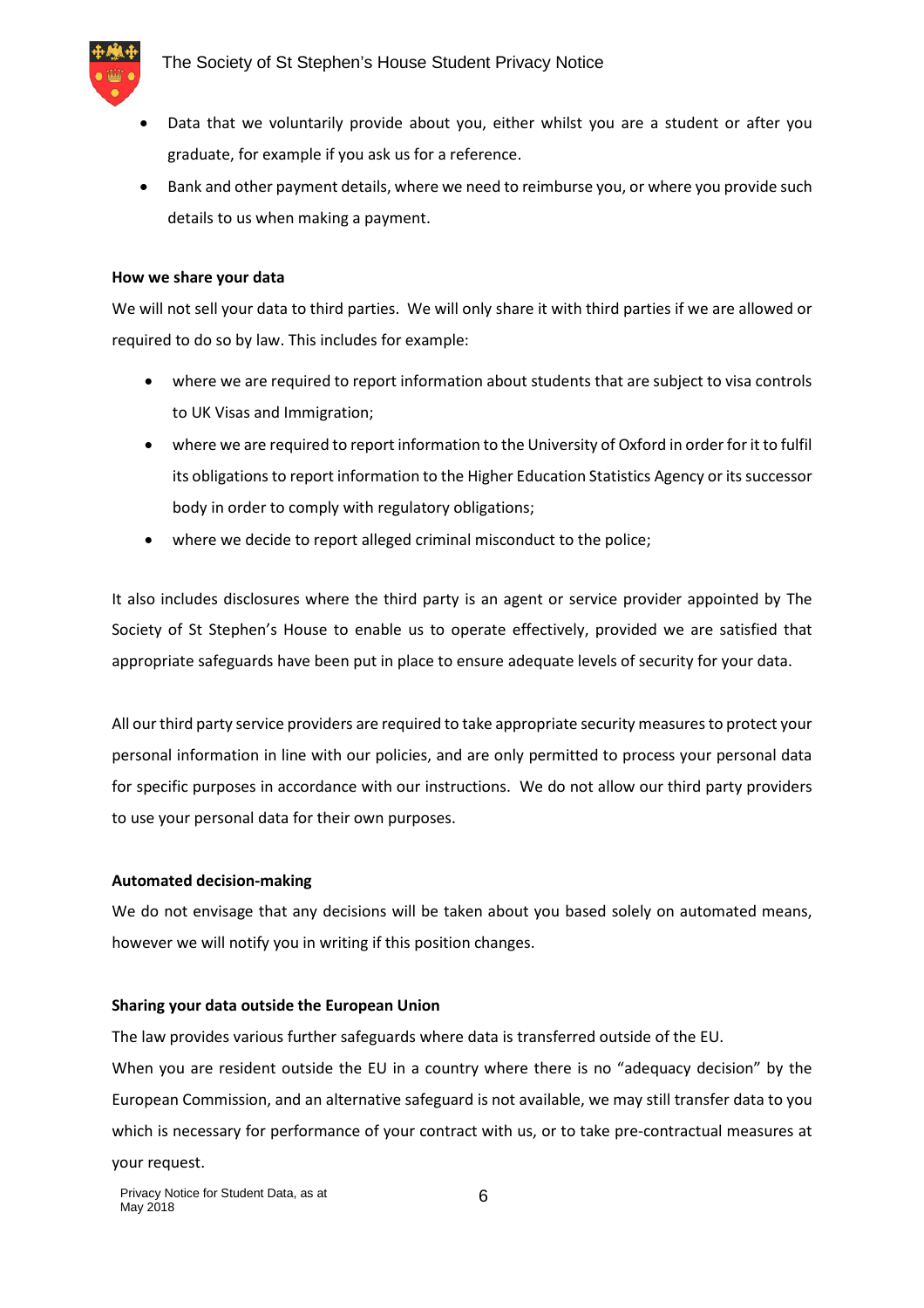- Data that we voluntarily provide about you, either whilst you are a student or after you graduate, for example if you ask us for a reference.
- Bank and other payment details, where we need to reimburse you, or where you provide such details to us when making a payment.

**How we share your data**

We will not sell your data to third parties. We will only share it with third parties if we are allowed or required to do so by law. This includes for example:

- where we are required to report information about students that are subject to visa controls to UK Visas and Immigration;
- where we are required to report information to the University of Oxford in order for it to fulfil its obligations to report information to the Higher Education Statistics Agency or its successor body in order to comply with regulatory obligations;
- where we decide to report alleged criminal misconduct to the police;

It also includes disclosures where the third party is an agent or service provider appointed by The Society of St Stephen's House to enable us to operate effectively, provided we are satisfied that appropriate safeguards have been put in place to ensure adequate levels of security for your data.

All our third party service providers are required to take appropriate security measures to protect your personal information in line with our policies, and are only permitted to process your personal data for specific purposes in accordance with our instructions. We do not allow our third party providers to use your personal data for their own purposes.

**Automated decision-making**

We do not envisage that any decisions will be taken about you based solely on automated means, however we will notify you in writing if this position changes.

**Sharing your data outside the European Union**

The law provides various further safeguards where data is transferred outside of the EU.

When you are resident outside the EU in a country where there is no "adequacy decision" by the European Commission, and an alternative safeguard is not available, we may still transfer data to you which is necessary for performance of your contract with us, or to take pre-contractual measures at your request.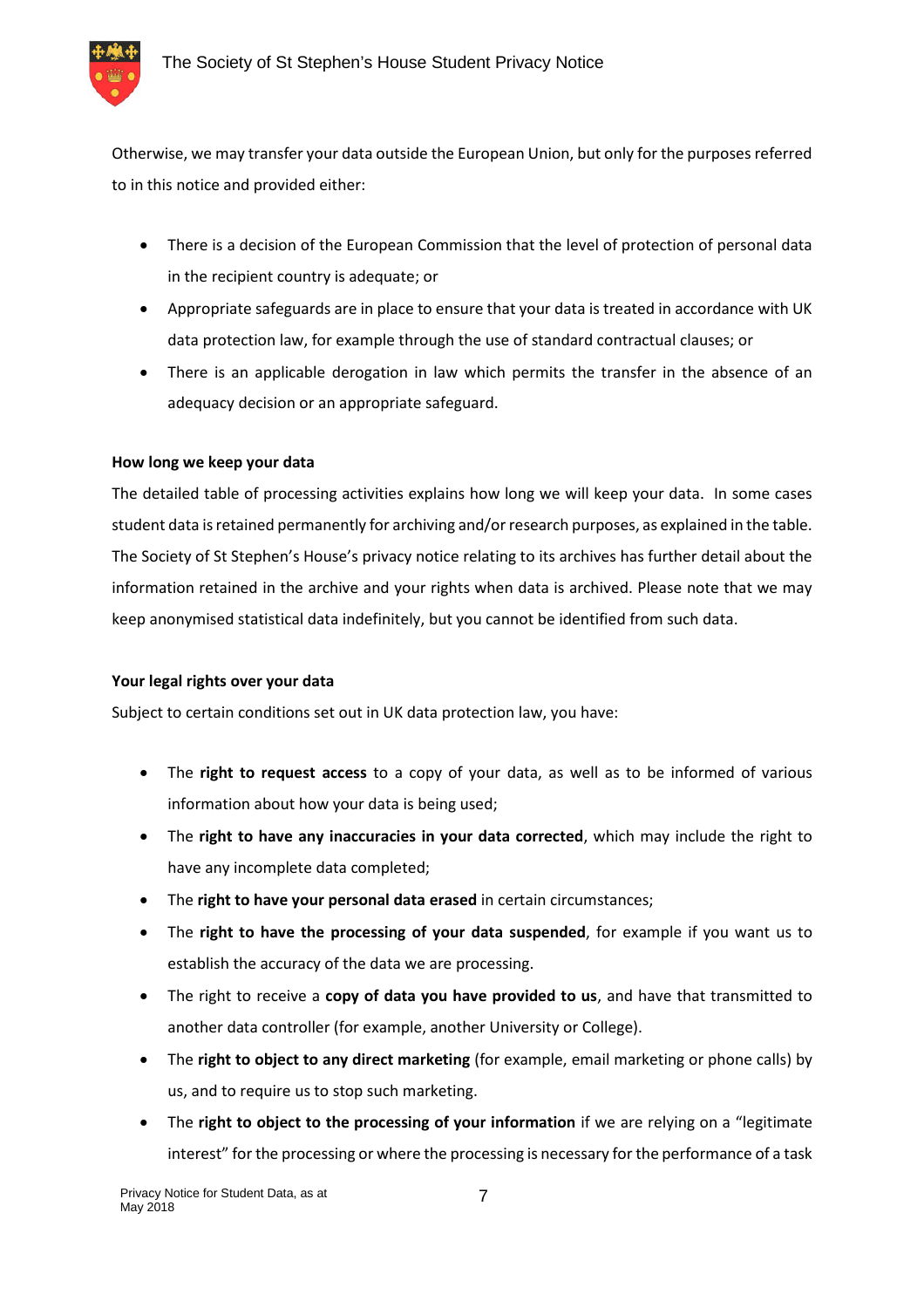Otherwise, we may transfer your data outside the European Union, but only for the purposes referred to in this notice and provided either:

- There is a decision of the European Commission that the level of protection of personal data in the recipient country is adequate; or
- Appropriate safeguards are in place to ensure that your data is treated in accordance with UK data protection law, for example through the use of standard contractual clauses; or
- There is an applicable derogation in law which permits the transfer in the absence of an adequacy decision or an appropriate safeguard.

**How long we keep your data**

The detailed table of processing activities explains how long we will keep your data. In some cases student data is retained permanently for archiving and/or research purposes, as explained in the table. The Society of St Stephen's House's privacy notice relating to its archives has further detail about the information retained in the archive and your rights when data is archived. Please note that we may keep anonymised statistical data indefinitely, but you cannot be identified from such data.

**Your legal rights over your data**

Subject to certain conditions set out in UK data protection law, you have:

- The **right to request access** to a copy of your data, as well as to be informed of various information about how your data is being used;
- The **right to have any inaccuracies in your data corrected**, which may include the right to have any incomplete data completed;
- The **right to have your personal data erased** in certain circumstances;
- The **right to have the processing of your data suspended**, for example if you want us to establish the accuracy of the data we are processing.
- The right to receive a **copy of data you have provided to us**, and have that transmitted to another data controller (for example, another University or College).
- The **right to object to any direct marketing** (for example, email marketing or phone calls) by us, and to require us to stop such marketing.
- The **right to object to the processing of your information** if we are relying on a "legitimate interest" for the processing or where the processing is necessary for the performance of a task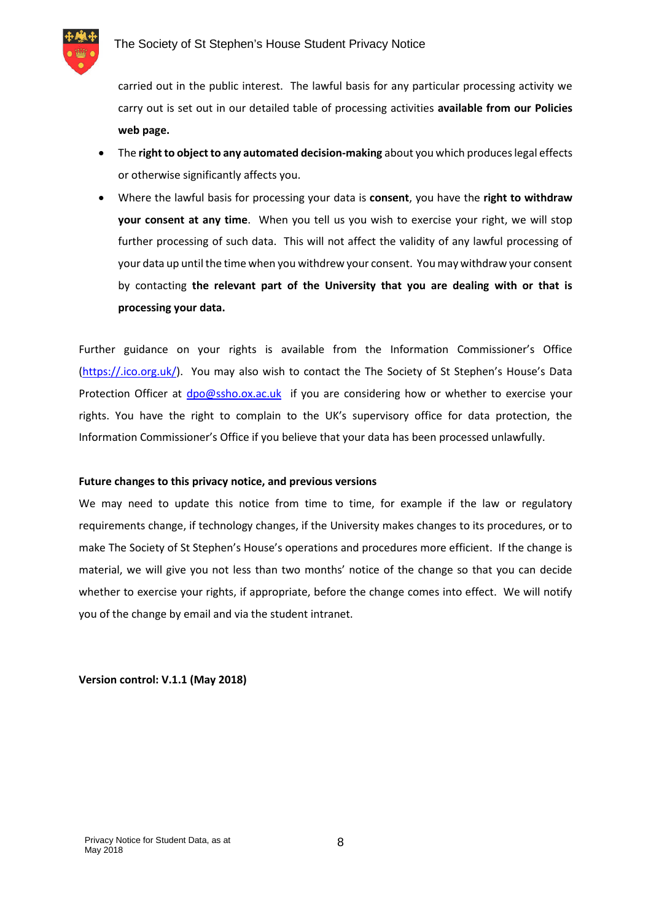carried out in the public interest. The lawful basis for any particular processing activity we carry out is set out in our detailed table of processing activities **available from our Policies web page.**

- The **right to object to any automated decision-making** about you which produces legal effects or otherwise significantly affects you.
- Where the lawful basis for processing your data is **consent**, you have the **right to withdraw your consent at any time**. When you tell us you wish to exercise your right, we will stop further processing of such data. This will not affect the validity of any lawful processing of your data up until the time when you withdrew your consent. You may withdraw your consent by contacting **the relevant part of the University that you are dealing with or that is processing your data.**

Further guidance on your rights is available from the Information Commissioner's Office (https://.ico.org.uk/). You may also wish to contact the The Society of St Stephen's House's Data Protection Officer at dpo@ssho.ox.ac.uk if you are considering how or whether to exercise your rights. You have the right to complain to the UK's supervisory office for data protection, the Information Commissioner's Office if you believe that your data has been processed unlawfully.

**Future changes to this privacy notice, and previous versions**

We may need to update this notice from time to time, for example if the law or regulatory requirements change, if technology changes, if the University makes changes to its procedures, or to make The Society of St Stephen's House's operations and procedures more efficient. If the change is material, we will give you not less than two months' notice of the change so that you can decide whether to exercise your rights, if appropriate, before the change comes into effect. We will notify you of the change by email and via the student intranet.

**Version control: V.1.1 (May 2018)**